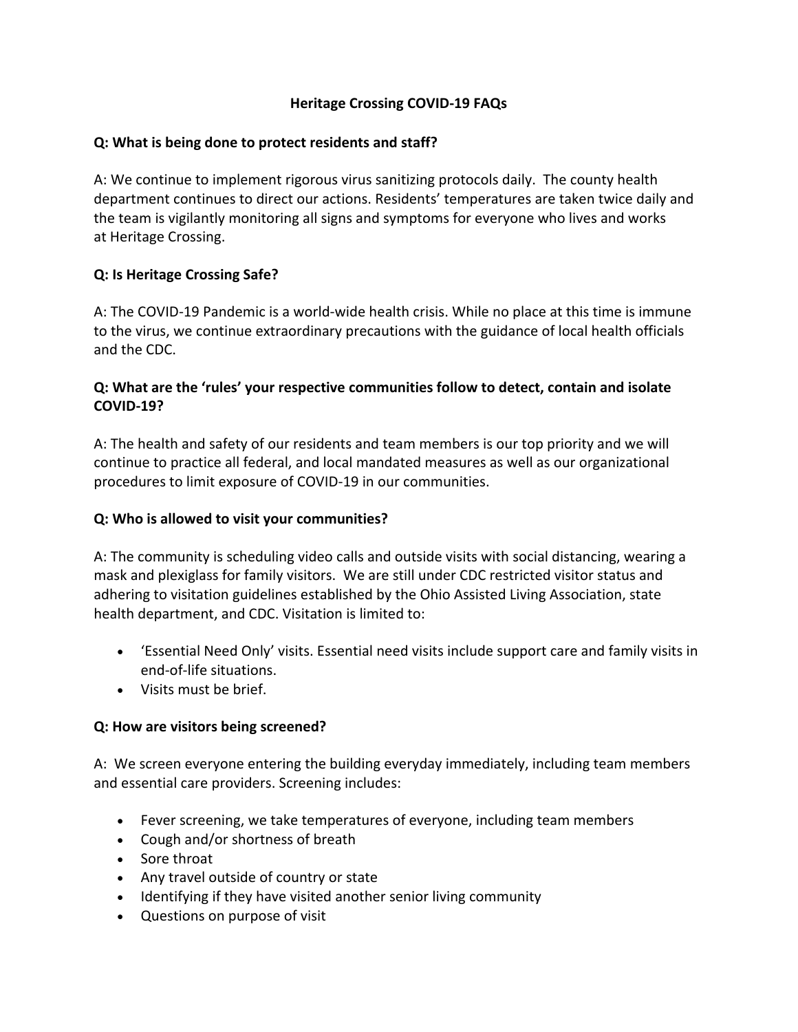# Heritage Crossing COVID-19 FAQs

**Q: What is being done to protect residents and staff?**

A: We continue to implement rigorous virus sanitizing protocols daily. The county health department continues to direct our actions. Residents' temperatures are taken twice daily and the team is vigilantly monitoring all signs and symptoms for everyone who lives and works at Heritage Crossing.

**Q: Is Heritage Crossing Safe?**

A: The COVID-19 Pandemic is a world-wide health crisis. While no place at this time is immune to the virus, we continue extraordinary precautions with the guidance of local health officials and the CDC.

**Q: What are the 'rules' your respective communities follow to detect, contain and isolate COVID-19?**

A: The health and safety of our residents and team members is our top priority and we will continue to practice all federal, and local mandated measures as well as our organizational procedures to limit exposure of COVID-19 in our communities.

**Q: Who is allowed to visit your communities?**

A: The community is scheduling video calls and outside visits with social distancing, wearing a mask and plexiglass for family visitors. We are still under CDC restricted visitor status and adhering to visitation guidelines established by the Ohio Assisted Living Association, state health department, and CDC. Visitation is limited to:

- 'Essential Need Only' visits. Essential need visits include support care and family visits in end-of-life situations.
- Visits must be brief.

**Q: How are visitors being screened?**

A: We screen everyone entering the building everyday immediately, including team members and essential care providers. Screening includes:

- Fever screening, we take temperatures of everyone, including team members
- Cough and/or shortness of breath
- Sore throat
- Any travel outside of country or state
- Identifying if they have visited another senior living community
- Questions on purpose of visit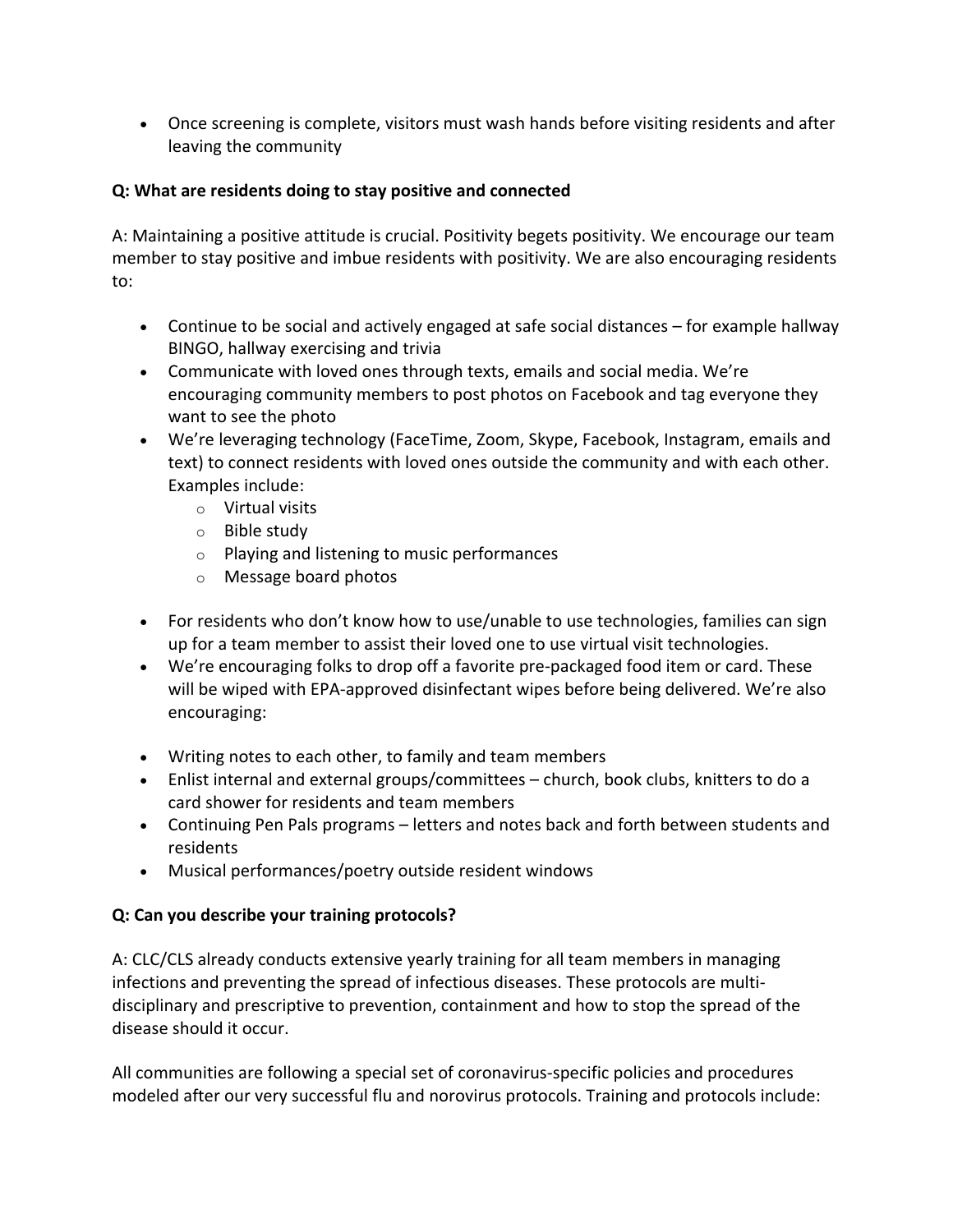- Once screening is complete, visitors must wash hands before visiting residents and after leaving the community

**Q: What are residents doing to stay positive and connected**

A: Maintaining a positive attitude is crucial. Positivity begets positivity. We encourage our team member to stay positive and imbue residents with positivity. We are also encouraging residents to:

- Continue to be social and actively engaged at safe social distances – for example hallway BINGO, hallway exercising and trivia
- Communicate with loved ones through texts, emails and social media. We're encouraging community members to post photos on Facebook and tag everyone they want to see the photo
- We're leveraging technology (FaceTime, Zoom, Skype, Facebook, Instagram, emails and text) to connect residents with loved ones outside the community and with each other. Examples include:
    - Virtual visits
    - Bible study
    - Playing and listening to music performances
    - Message board photos

- For residents who don't know how to use/unable to use technologies, families can sign up for a team member to assist their loved one to use virtual visit technologies.
- We're encouraging folks to drop off a favorite pre-packaged food item or card. These will be wiped with EPA-approved disinfectant wipes before being delivered. We're also encouraging:

- Writing notes to each other, to family and team members
- Enlist internal and external groups/committees – church, book clubs, knitters to do a card shower for residents and team members
- Continuing Pen Pals programs – letters and notes back and forth between students and residents
- Musical performances/poetry outside resident windows

**Q: Can you describe your training protocols?**

A: CLC/CLS already conducts extensive yearly training for all team members in managing infections and preventing the spread of infectious diseases. These protocols are multi-disciplinary and prescriptive to prevention, containment and how to stop the spread of the disease should it occur.

All communities are following a special set of coronavirus-specific policies and procedures modeled after our very successful flu and norovirus protocols. Training and protocols include: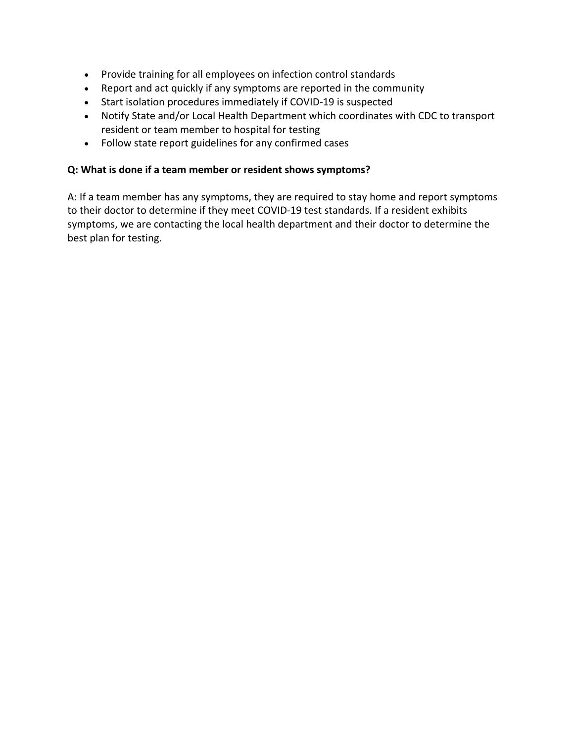- Provide training for all employees on infection control standards
- Report and act quickly if any symptoms are reported in the community
- Start isolation procedures immediately if COVID-19 is suspected
- Notify State and/or Local Health Department which coordinates with CDC to transport resident or team member to hospital for testing
- Follow state report guidelines for any confirmed cases

**Q: What is done if a team member or resident shows symptoms?**

A: If a team member has any symptoms, they are required to stay home and report symptoms to their doctor to determine if they meet COVID-19 test standards. If a resident exhibits symptoms, we are contacting the local health department and their doctor to determine the best plan for testing.